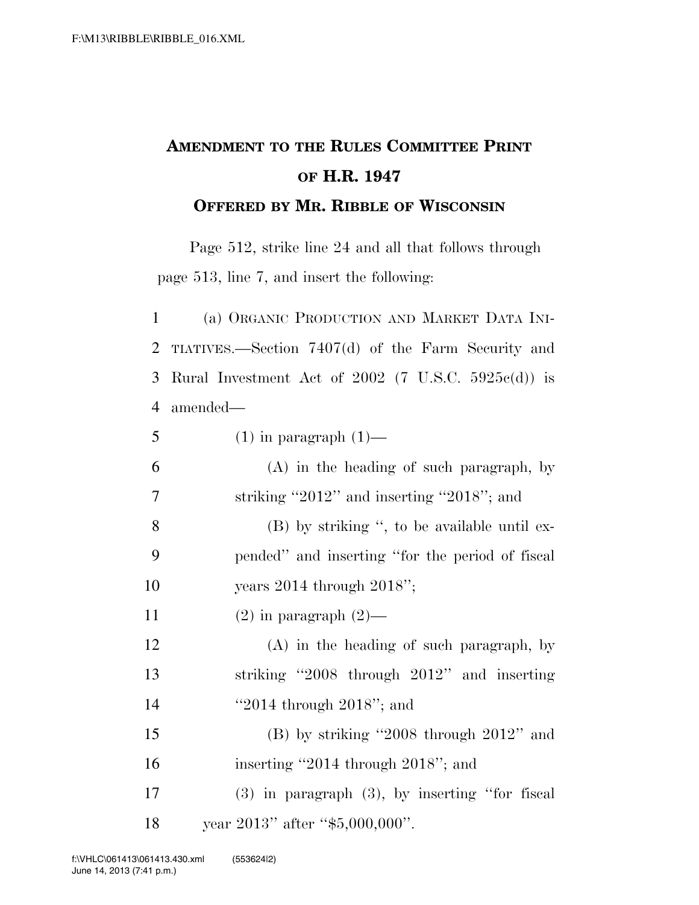# AMENDMENT TO THE RULES COMMITTEE PRINT OF H.R. 1947

## OFFERED BY MR. RIBBLE OF WISCONSIN

Page 512, strike line 24 and all that follows through page 513, line 7, and insert the following:

(a) ORGANIC PRODUCTION AND MARKET DATA INITIATIVES.—Section 7407(d) of the Farm Security and Rural Investment Act of 2002 (7 U.S.C. 5925c(d)) is amended—

(1) in paragraph (1)—

(A) in the heading of such paragraph, by striking "2012" and inserting "2018"; and

(B) by striking ", to be available until expended" and inserting "for the period of fiscal years 2014 through 2018";

(2) in paragraph (2)—

(A) in the heading of such paragraph, by striking "2008 through 2012" and inserting "2014 through 2018"; and

(B) by striking "2008 through 2012" and inserting "2014 through 2018"; and

(3) in paragraph (3), by inserting "for fiscal year 2013" after "$5,000,000".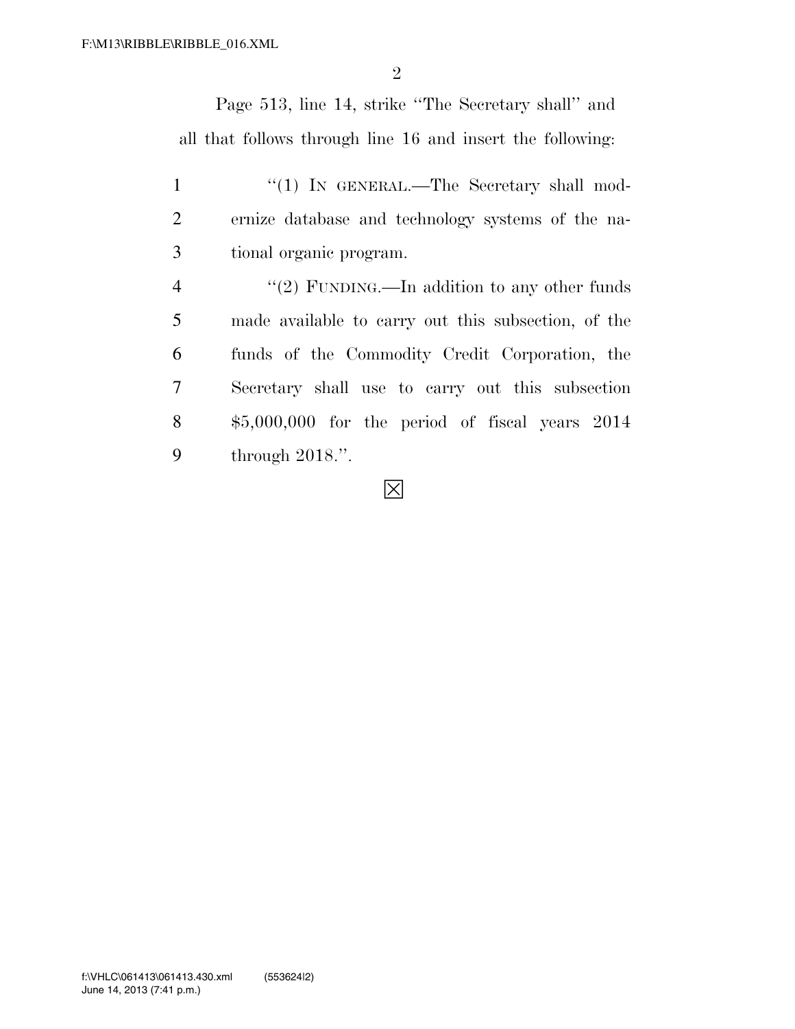Page 513, line 14, strike "The Secretary shall" and all that follows through line 16 and insert the following:

"(1) IN GENERAL.—The Secretary shall modernize database and technology systems of the national organic program.

"(2) FUNDING.—In addition to any other funds made available to carry out this subsection, of the funds of the Commodity Credit Corporation, the Secretary shall use to carry out this subsection $5,000,000 for the period of fiscal years 2014 through 2018.".

☒